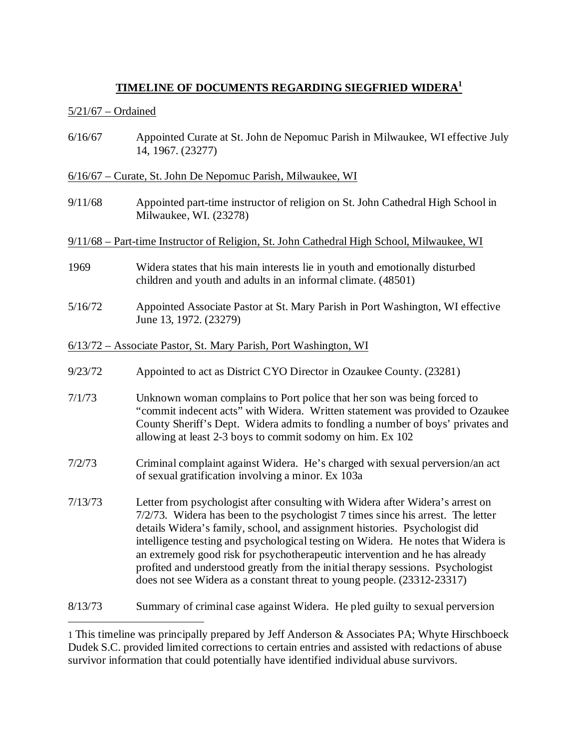# TIMELINE OF DOCUMENTS REGARDING SIEGFRIED WIDERA[1]

5/21/67 – Ordained

6/16/67 Appointed Curate at St. John de Nepomuc Parish in Milwaukee, WI effective July 14, 1967. (23277)

6/16/67 – Curate, St. John De Nepomuc Parish, Milwaukee, WI

9/11/68 Appointed part-time instructor of religion on St. John Cathedral High School in Milwaukee, WI. (23278)

9/11/68 – Part-time Instructor of Religion, St. John Cathedral High School, Milwaukee, WI

1969 Widera states that his main interests lie in youth and emotionally disturbed children and youth and adults in an informal climate. (48501)

5/16/72 Appointed Associate Pastor at St. Mary Parish in Port Washington, WI effective June 13, 1972. (23279)

6/13/72 – Associate Pastor, St. Mary Parish, Port Washington, WI

9/23/72 Appointed to act as District CYO Director in Ozaukee County. (23281)

7/1/73 Unknown woman complains to Port police that her son was being forced to "commit indecent acts" with Widera. Written statement was provided to Ozaukee County Sheriff's Dept. Widera admits to fondling a number of boys' privates and allowing at least 2-3 boys to commit sodomy on him. Ex 102

7/2/73 Criminal complaint against Widera. He's charged with sexual perversion/an act of sexual gratification involving a minor. Ex 103a

7/13/73 Letter from psychologist after consulting with Widera after Widera's arrest on 7/2/73. Widera has been to the psychologist 7 times since his arrest. The letter details Widera's family, school, and assignment histories. Psychologist did intelligence testing and psychological testing on Widera. He notes that Widera is an extremely good risk for psychotherapeutic intervention and he has already profited and understood greatly from the initial therapy sessions. Psychologist does not see Widera as a constant threat to young people. (23312-23317)

8/13/73 Summary of criminal case against Widera. He pled guilty to sexual perversion

---

[1] This timeline was principally prepared by Jeff Anderson & Associates PA; Whyte Hirschboeck Dudek S.C. provided limited corrections to certain entries and assisted with redactions of abuse survivor information that could potentially have identified individual abuse survivors.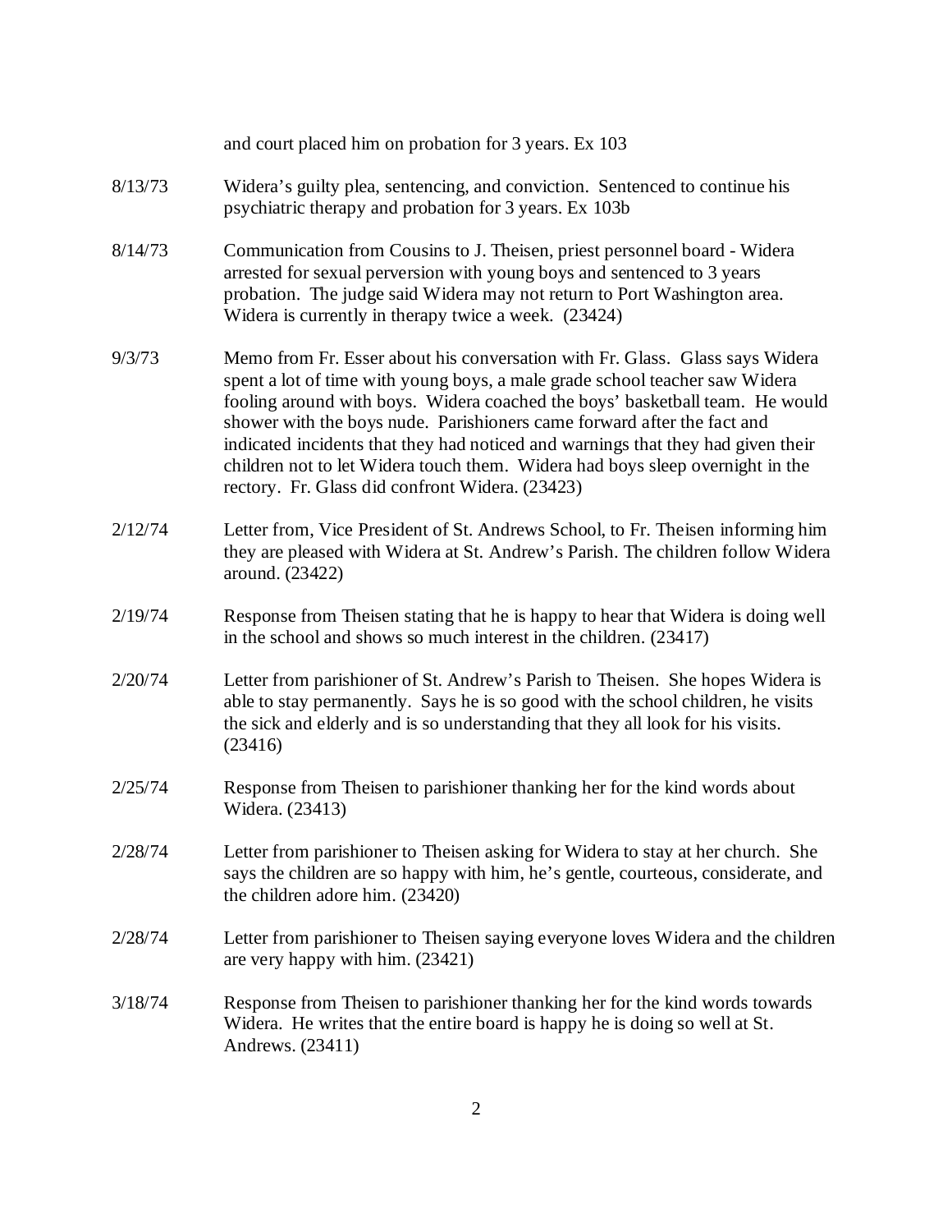and court placed him on probation for 3 years. Ex 103

| | |
|---|---|
| 8/13/73 | Widera's guilty plea, sentencing, and conviction. Sentenced to continue his psychiatric therapy and probation for 3 years. Ex 103b |
| 8/14/73 | Communication from Cousins to J. Theisen, priest personnel board - Widera arrested for sexual perversion with young boys and sentenced to 3 years probation. The judge said Widera may not return to Port Washington area. Widera is currently in therapy twice a week. (23424) |
| 9/3/73 | Memo from Fr. Esser about his conversation with Fr. Glass. Glass says Widera spent a lot of time with young boys, a male grade school teacher saw Widera fooling around with boys. Widera coached the boys' basketball team. He would shower with the boys nude. Parishioners came forward after the fact and indicated incidents that they had noticed and warnings that they had given their children not to let Widera touch them. Widera had boys sleep overnight in the rectory. Fr. Glass did confront Widera. (23423) |
| 2/12/74 | Letter from, Vice President of St. Andrews School, to Fr. Theisen informing him they are pleased with Widera at St. Andrew's Parish. The children follow Widera around. (23422) |
| 2/19/74 | Response from Theisen stating that he is happy to hear that Widera is doing well in the school and shows so much interest in the children. (23417) |
| 2/20/74 | Letter from parishioner of St. Andrew's Parish to Theisen. She hopes Widera is able to stay permanently. Says he is so good with the school children, he visits the sick and elderly and is so understanding that they all look for his visits. (23416) |
| 2/25/74 | Response from Theisen to parishioner thanking her for the kind words about Widera. (23413) |
| 2/28/74 | Letter from parishioner to Theisen asking for Widera to stay at her church. She says the children are so happy with him, he's gentle, courteous, considerate, and the children adore him. (23420) |
| 2/28/74 | Letter from parishioner to Theisen saying everyone loves Widera and the children are very happy with him. (23421) |
| 3/18/74 | Response from Theisen to parishioner thanking her for the kind words towards Widera. He writes that the entire board is happy he is doing so well at St. Andrews. (23411) |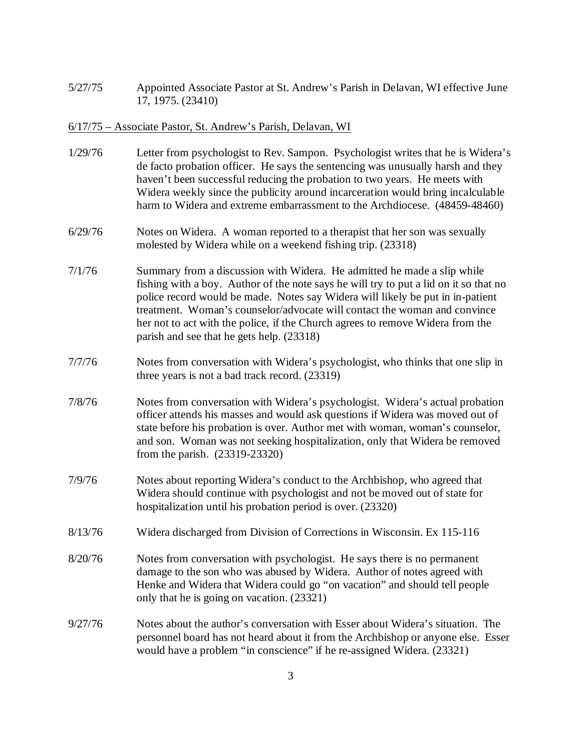5/27/75 Appointed Associate Pastor at St. Andrew's Parish in Delavan, WI effective June 17, 1975. (23410)

6/17/75 – Associate Pastor, St. Andrew's Parish, Delavan, WI

1/29/76 Letter from psychologist to Rev. Sampon. Psychologist writes that he is Widera's de facto probation officer. He says the sentencing was unusually harsh and they haven't been successful reducing the probation to two years. He meets with Widera weekly since the publicity around incarceration would bring incalculable harm to Widera and extreme embarrassment to the Archdiocese. (48459-48460)

6/29/76 Notes on Widera. A woman reported to a therapist that her son was sexually molested by Widera while on a weekend fishing trip. (23318)

7/1/76 Summary from a discussion with Widera. He admitted he made a slip while fishing with a boy. Author of the note says he will try to put a lid on it so that no police record would be made. Notes say Widera will likely be put in in-patient treatment. Woman's counselor/advocate will contact the woman and convince her not to act with the police, if the Church agrees to remove Widera from the parish and see that he gets help. (23318)

7/7/76 Notes from conversation with Widera's psychologist, who thinks that one slip in three years is not a bad track record. (23319)

7/8/76 Notes from conversation with Widera's psychologist. Widera's actual probation officer attends his masses and would ask questions if Widera was moved out of state before his probation is over. Author met with woman, woman's counselor, and son. Woman was not seeking hospitalization, only that Widera be removed from the parish. (23319-23320)

7/9/76 Notes about reporting Widera's conduct to the Archbishop, who agreed that Widera should continue with psychologist and not be moved out of state for hospitalization until his probation period is over. (23320)

8/13/76 Widera discharged from Division of Corrections in Wisconsin. Ex 115-116

8/20/76 Notes from conversation with psychologist. He says there is no permanent damage to the son who was abused by Widera. Author of notes agreed with Henke and Widera that Widera could go "on vacation" and should tell people only that he is going on vacation. (23321)

9/27/76 Notes about the author's conversation with Esser about Widera's situation. The personnel board has not heard about it from the Archbishop or anyone else. Esser would have a problem "in conscience" if he re-assigned Widera. (23321)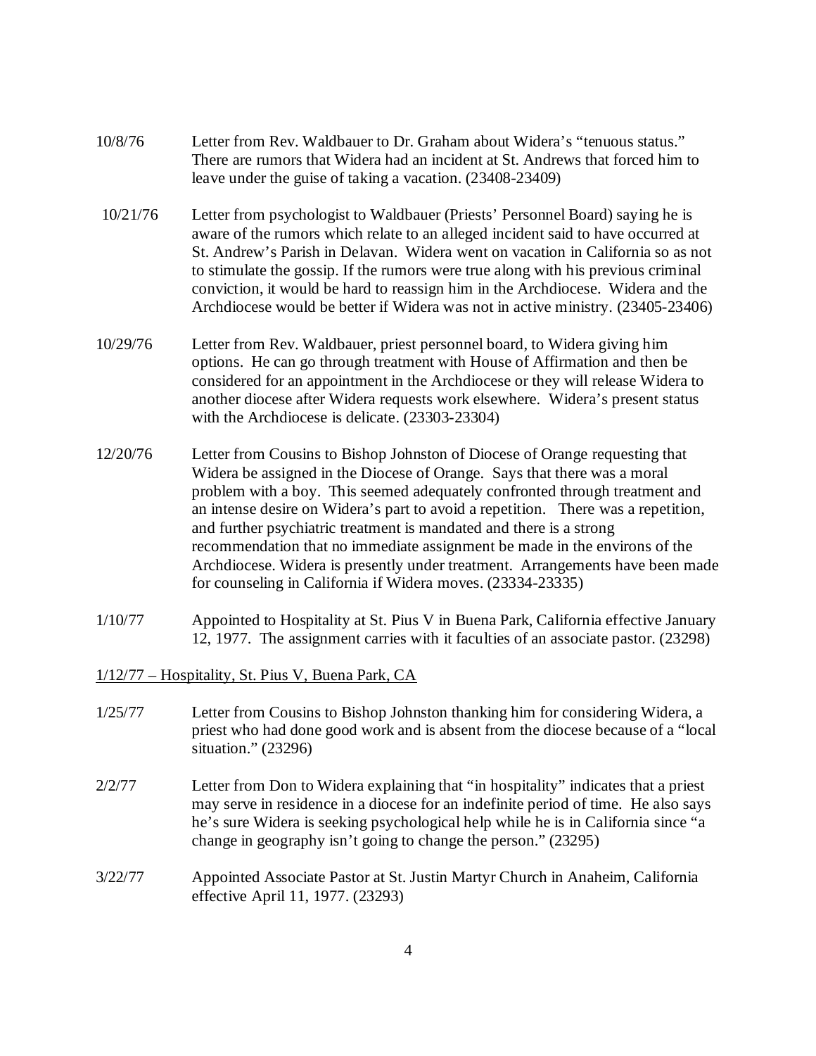10/8/76 Letter from Rev. Waldbauer to Dr. Graham about Widera's "tenuous status." There are rumors that Widera had an incident at St. Andrews that forced him to leave under the guise of taking a vacation. (23408-23409)

10/21/76 Letter from psychologist to Waldbauer (Priests' Personnel Board) saying he is aware of the rumors which relate to an alleged incident said to have occurred at St. Andrew's Parish in Delavan. Widera went on vacation in California so as not to stimulate the gossip. If the rumors were true along with his previous criminal conviction, it would be hard to reassign him in the Archdiocese. Widera and the Archdiocese would be better if Widera was not in active ministry. (23405-23406)

10/29/76 Letter from Rev. Waldbauer, priest personnel board, to Widera giving him options. He can go through treatment with House of Affirmation and then be considered for an appointment in the Archdiocese or they will release Widera to another diocese after Widera requests work elsewhere. Widera's present status with the Archdiocese is delicate. (23303-23304)

12/20/76 Letter from Cousins to Bishop Johnston of Diocese of Orange requesting that Widera be assigned in the Diocese of Orange. Says that there was a moral problem with a boy. This seemed adequately confronted through treatment and an intense desire on Widera's part to avoid a repetition. There was a repetition, and further psychiatric treatment is mandated and there is a strong recommendation that no immediate assignment be made in the environs of the Archdiocese. Widera is presently under treatment. Arrangements have been made for counseling in California if Widera moves. (23334-23335)

1/10/77 Appointed to Hospitality at St. Pius V in Buena Park, California effective January 12, 1977. The assignment carries with it faculties of an associate pastor. (23298)

<u>1/12/77 – Hospitality, St. Pius V, Buena Park, CA</u>

1/25/77 Letter from Cousins to Bishop Johnston thanking him for considering Widera, a priest who had done good work and is absent from the diocese because of a "local situation." (23296)

2/2/77 Letter from Don to Widera explaining that "in hospitality" indicates that a priest may serve in residence in a diocese for an indefinite period of time. He also says he's sure Widera is seeking psychological help while he is in California since "a change in geography isn't going to change the person." (23295)

3/22/77 Appointed Associate Pastor at St. Justin Martyr Church in Anaheim, California effective April 11, 1977. (23293)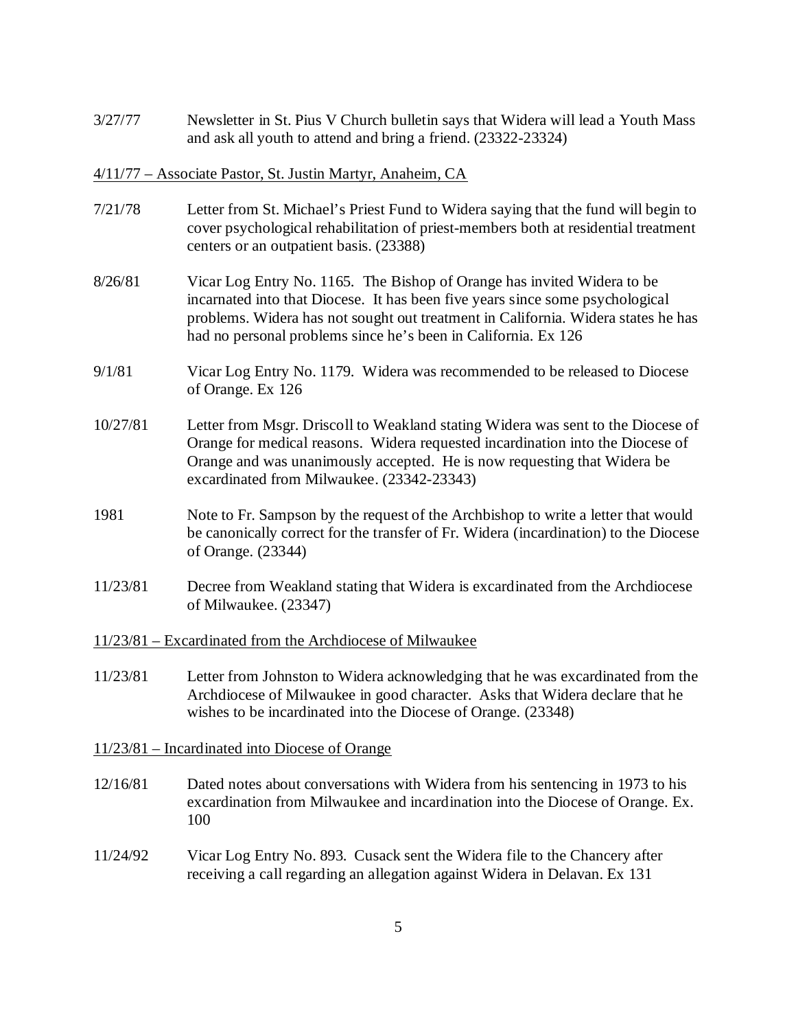3/27/77 Newsletter in St. Pius V Church bulletin says that Widera will lead a Youth Mass and ask all youth to attend and bring a friend. (23322-23324)

<u>4/11/77 – Associate Pastor, St. Justin Martyr, Anaheim, CA</u>

7/21/78 Letter from St. Michael's Priest Fund to Widera saying that the fund will begin to cover psychological rehabilitation of priest-members both at residential treatment centers or an outpatient basis. (23388)

8/26/81 Vicar Log Entry No. 1165. The Bishop of Orange has invited Widera to be incarnated into that Diocese. It has been five years since some psychological problems. Widera has not sought out treatment in California. Widera states he has had no personal problems since he's been in California. Ex 126

9/1/81 Vicar Log Entry No. 1179. Widera was recommended to be released to Diocese of Orange. Ex 126

10/27/81 Letter from Msgr. Driscoll to Weakland stating Widera was sent to the Diocese of Orange for medical reasons. Widera requested incardination into the Diocese of Orange and was unanimously accepted. He is now requesting that Widera be excardinated from Milwaukee. (23342-23343)

1981 Note to Fr. Sampson by the request of the Archbishop to write a letter that would be canonically correct for the transfer of Fr. Widera (incardination) to the Diocese of Orange. (23344)

11/23/81 Decree from Weakland stating that Widera is excardinated from the Archdiocese of Milwaukee. (23347)

<u>11/23/81 – Excardinated from the Archdiocese of Milwaukee</u>

11/23/81 Letter from Johnston to Widera acknowledging that he was excardinated from the Archdiocese of Milwaukee in good character. Asks that Widera declare that he wishes to be incardinated into the Diocese of Orange. (23348)

<u>11/23/81 – Incardinated into Diocese of Orange</u>

12/16/81 Dated notes about conversations with Widera from his sentencing in 1973 to his excardination from Milwaukee and incardination into the Diocese of Orange. Ex. 100

11/24/92 Vicar Log Entry No. 893. Cusack sent the Widera file to the Chancery after receiving a call regarding an allegation against Widera in Delavan. Ex 131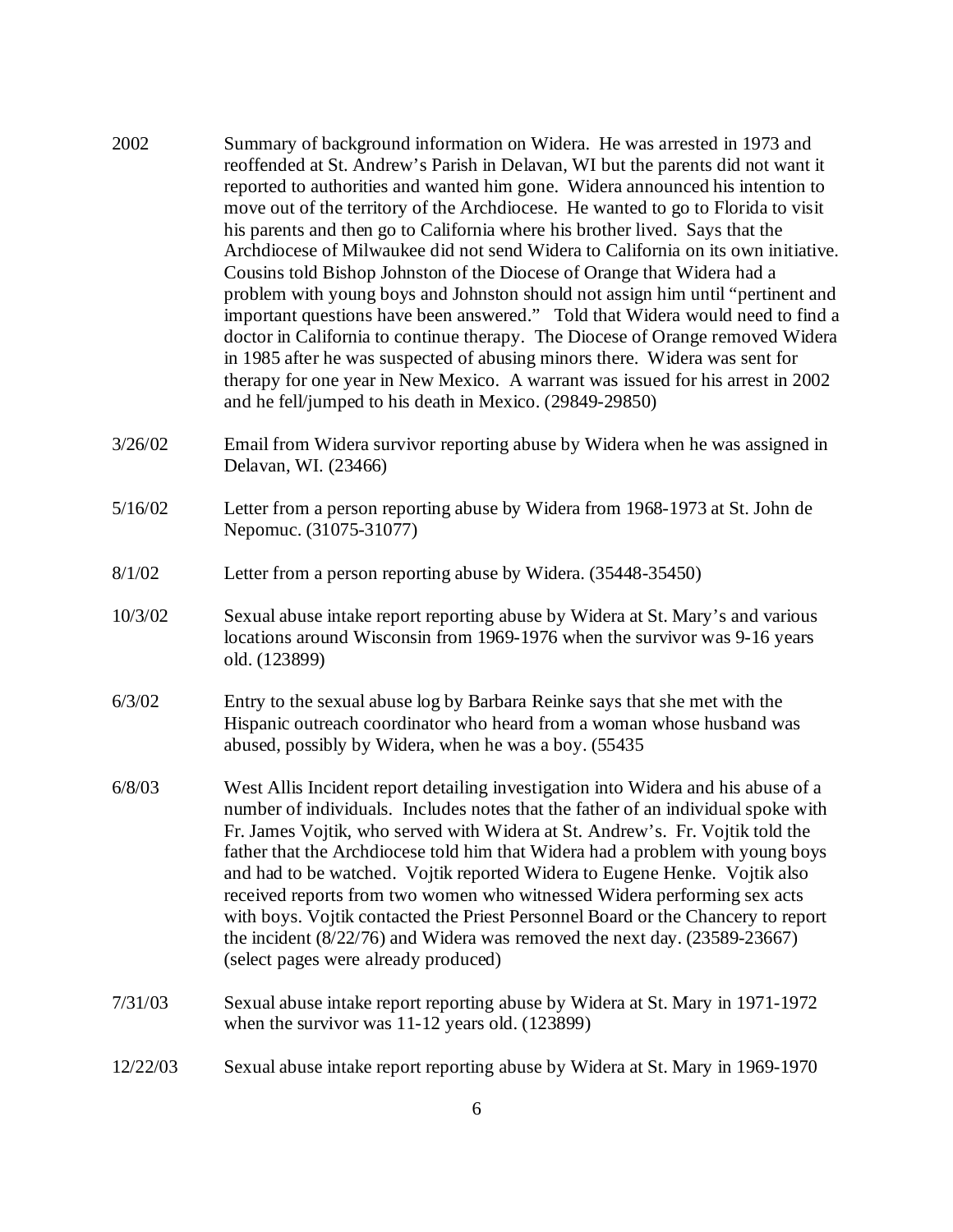2002 Summary of background information on Widera. He was arrested in 1973 and reoffended at St. Andrew's Parish in Delavan, WI but the parents did not want it reported to authorities and wanted him gone. Widera announced his intention to move out of the territory of the Archdiocese. He wanted to go to Florida to visit his parents and then go to California where his brother lived. Says that the Archdiocese of Milwaukee did not send Widera to California on its own initiative. Cousins told Bishop Johnston of the Diocese of Orange that Widera had a problem with young boys and Johnston should not assign him until "pertinent and important questions have been answered." Told that Widera would need to find a doctor in California to continue therapy. The Diocese of Orange removed Widera in 1985 after he was suspected of abusing minors there. Widera was sent for therapy for one year in New Mexico. A warrant was issued for his arrest in 2002 and he fell/jumped to his death in Mexico. (29849-29850)

3/26/02 Email from Widera survivor reporting abuse by Widera when he was assigned in Delavan, WI. (23466)

5/16/02 Letter from a person reporting abuse by Widera from 1968-1973 at St. John de Nepomuc. (31075-31077)

8/1/02 Letter from a person reporting abuse by Widera. (35448-35450)

10/3/02 Sexual abuse intake report reporting abuse by Widera at St. Mary's and various locations around Wisconsin from 1969-1976 when the survivor was 9-16 years old. (123899)

6/3/02 Entry to the sexual abuse log by Barbara Reinke says that she met with the Hispanic outreach coordinator who heard from a woman whose husband was abused, possibly by Widera, when he was a boy. (55435

6/8/03 West Allis Incident report detailing investigation into Widera and his abuse of a number of individuals. Includes notes that the father of an individual spoke with Fr. James Vojtik, who served with Widera at St. Andrew's. Fr. Vojtik told the father that the Archdiocese told him that Widera had a problem with young boys and had to be watched. Vojtik reported Widera to Eugene Henke. Vojtik also received reports from two women who witnessed Widera performing sex acts with boys. Vojtik contacted the Priest Personnel Board or the Chancery to report the incident (8/22/76) and Widera was removed the next day. (23589-23667) (select pages were already produced)

7/31/03 Sexual abuse intake report reporting abuse by Widera at St. Mary in 1971-1972 when the survivor was 11-12 years old. (123899)

12/22/03 Sexual abuse intake report reporting abuse by Widera at St. Mary in 1969-1970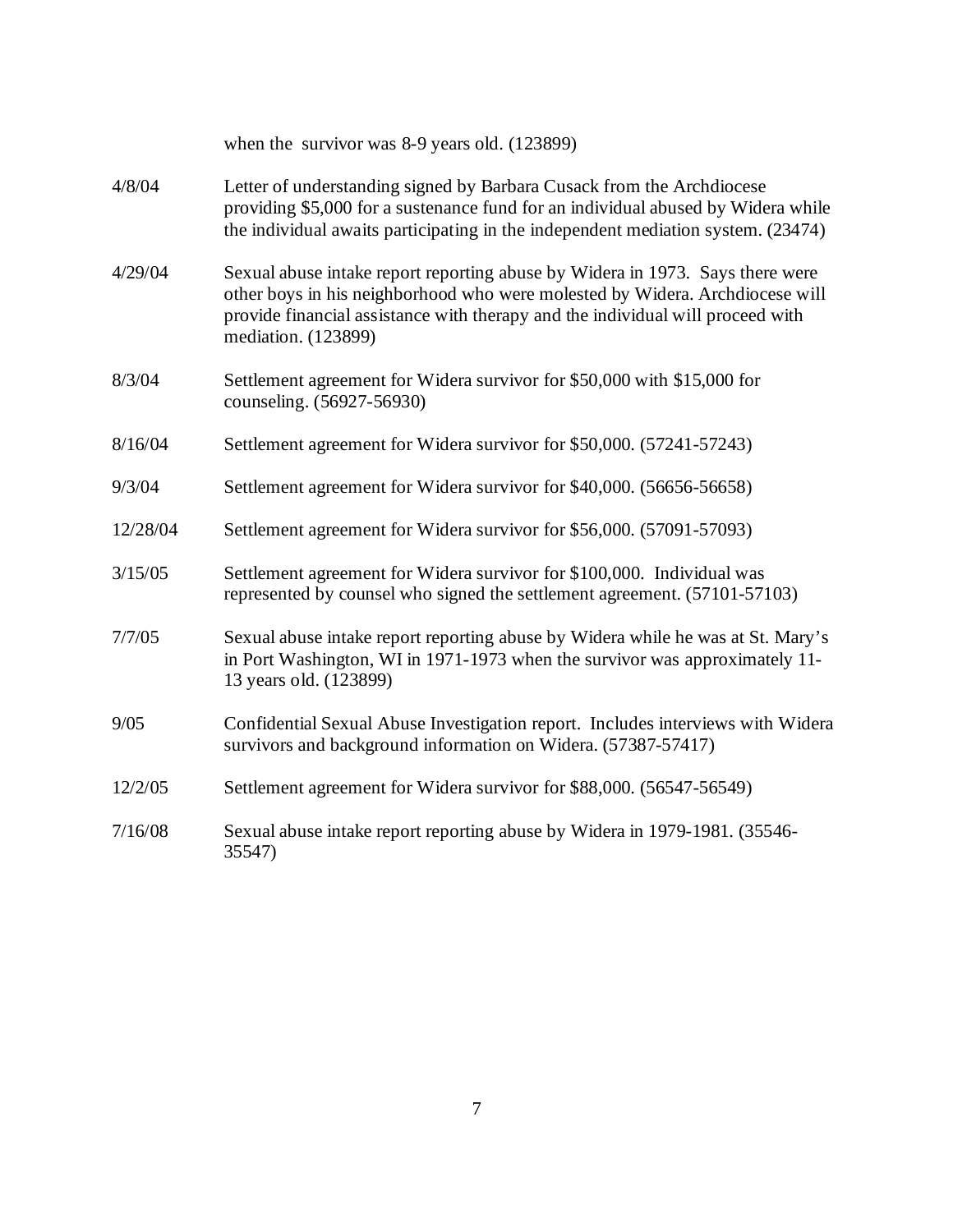when the survivor was 8-9 years old. (123899)

| | |
|---|---|
| 4/8/04 | Letter of understanding signed by Barbara Cusack from the Archdiocese providing $5,000 for a sustenance fund for an individual abused by Widera while the individual awaits participating in the independent mediation system. (23474) |
| 4/29/04 | Sexual abuse intake report reporting abuse by Widera in 1973. Says there were other boys in his neighborhood who were molested by Widera. Archdiocese will provide financial assistance with therapy and the individual will proceed with mediation. (123899) |
| 8/3/04 | Settlement agreement for Widera survivor for $50,000 with $15,000 for counseling. (56927-56930) |
| 8/16/04 | Settlement agreement for Widera survivor for $50,000. (57241-57243) |
| 9/3/04 | Settlement agreement for Widera survivor for $40,000. (56656-56658) |
| 12/28/04 | Settlement agreement for Widera survivor for $56,000. (57091-57093) |
| 3/15/05 | Settlement agreement for Widera survivor for $100,000. Individual was represented by counsel who signed the settlement agreement. (57101-57103) |
| 7/7/05 | Sexual abuse intake report reporting abuse by Widera while he was at St. Mary's in Port Washington, WI in 1971-1973 when the survivor was approximately 11-13 years old. (123899) |
| 9/05 | Confidential Sexual Abuse Investigation report. Includes interviews with Widera survivors and background information on Widera. (57387-57417) |
| 12/2/05 | Settlement agreement for Widera survivor for $88,000. (56547-56549) |
| 7/16/08 | Sexual abuse intake report reporting abuse by Widera in 1979-1981. (35546-35547) |